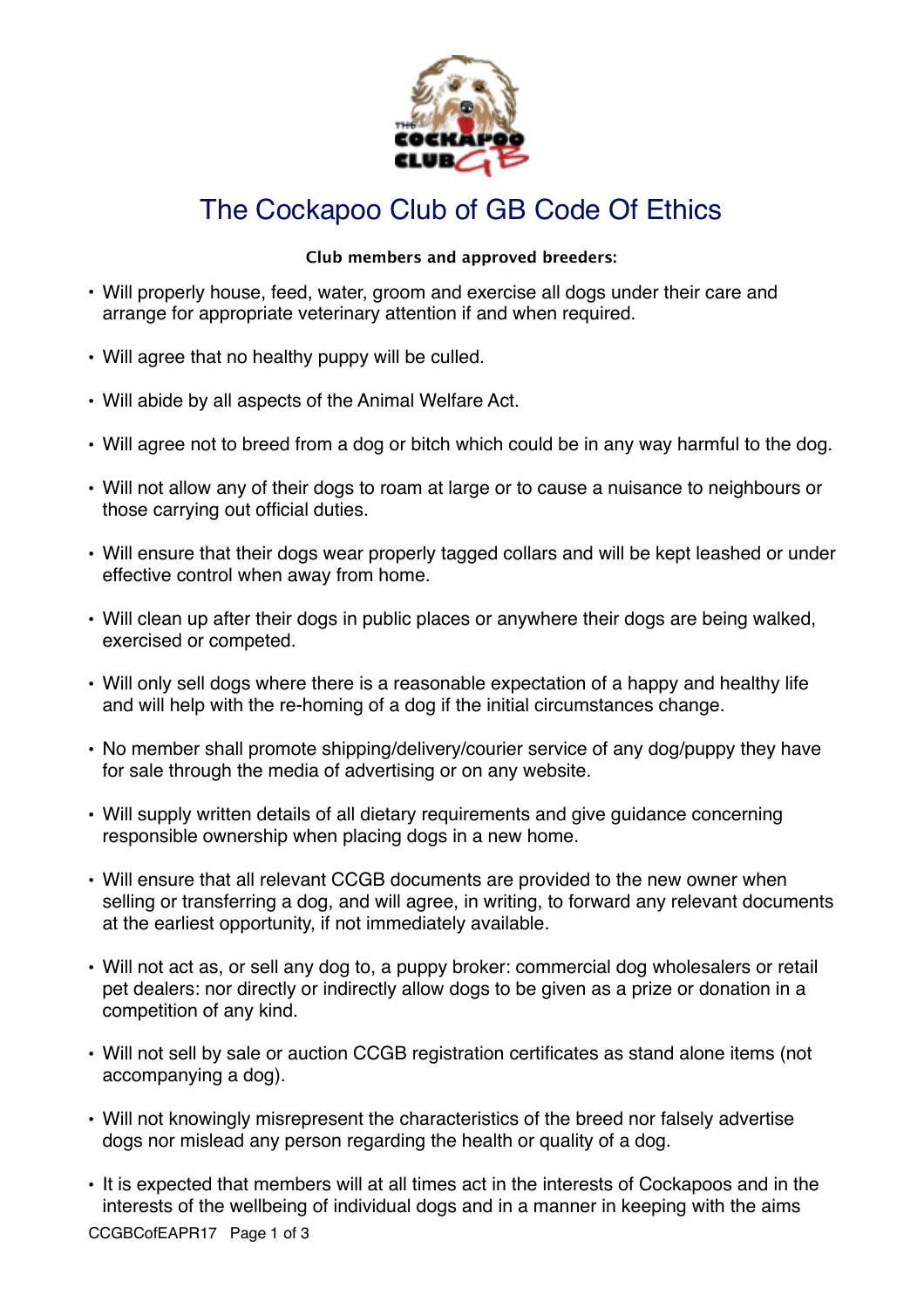# The Cockapoo Club of GB Code Of Ethics

**Club members and approved breeders:**

- Will properly house, feed, water, groom and exercise all dogs under their care and arrange for appropriate veterinary attention if and when required.
- Will agree that no healthy puppy will be culled.
- Will abide by all aspects of the Animal Welfare Act.
- Will agree not to breed from a dog or bitch which could be in any way harmful to the dog.
- Will not allow any of their dogs to roam at large or to cause a nuisance to neighbours or those carrying out official duties.
- Will ensure that their dogs wear properly tagged collars and will be kept leashed or under effective control when away from home.
- Will clean up after their dogs in public places or anywhere their dogs are being walked, exercised or competed.
- Will only sell dogs where there is a reasonable expectation of a happy and healthy life and will help with the re-homing of a dog if the initial circumstances change.
- No member shall promote shipping/delivery/courier service of any dog/puppy they have for sale through the media of advertising or on any website.
- Will supply written details of all dietary requirements and give guidance concerning responsible ownership when placing dogs in a new home.
- Will ensure that all relevant CCGB documents are provided to the new owner when selling or transferring a dog, and will agree, in writing, to forward any relevant documents at the earliest opportunity, if not immediately available.
- Will not act as, or sell any dog to, a puppy broker: commercial dog wholesalers or retail pet dealers: nor directly or indirectly allow dogs to be given as a prize or donation in a competition of any kind.
- Will not sell by sale or auction CCGB registration certificates as stand alone items (not accompanying a dog).
- Will not knowingly misrepresent the characteristics of the breed nor falsely advertise dogs nor mislead any person regarding the health or quality of a dog.
- It is expected that members will at all times act in the interests of Cockapoos and in the interests of the wellbeing of individual dogs and in a manner in keeping with the aims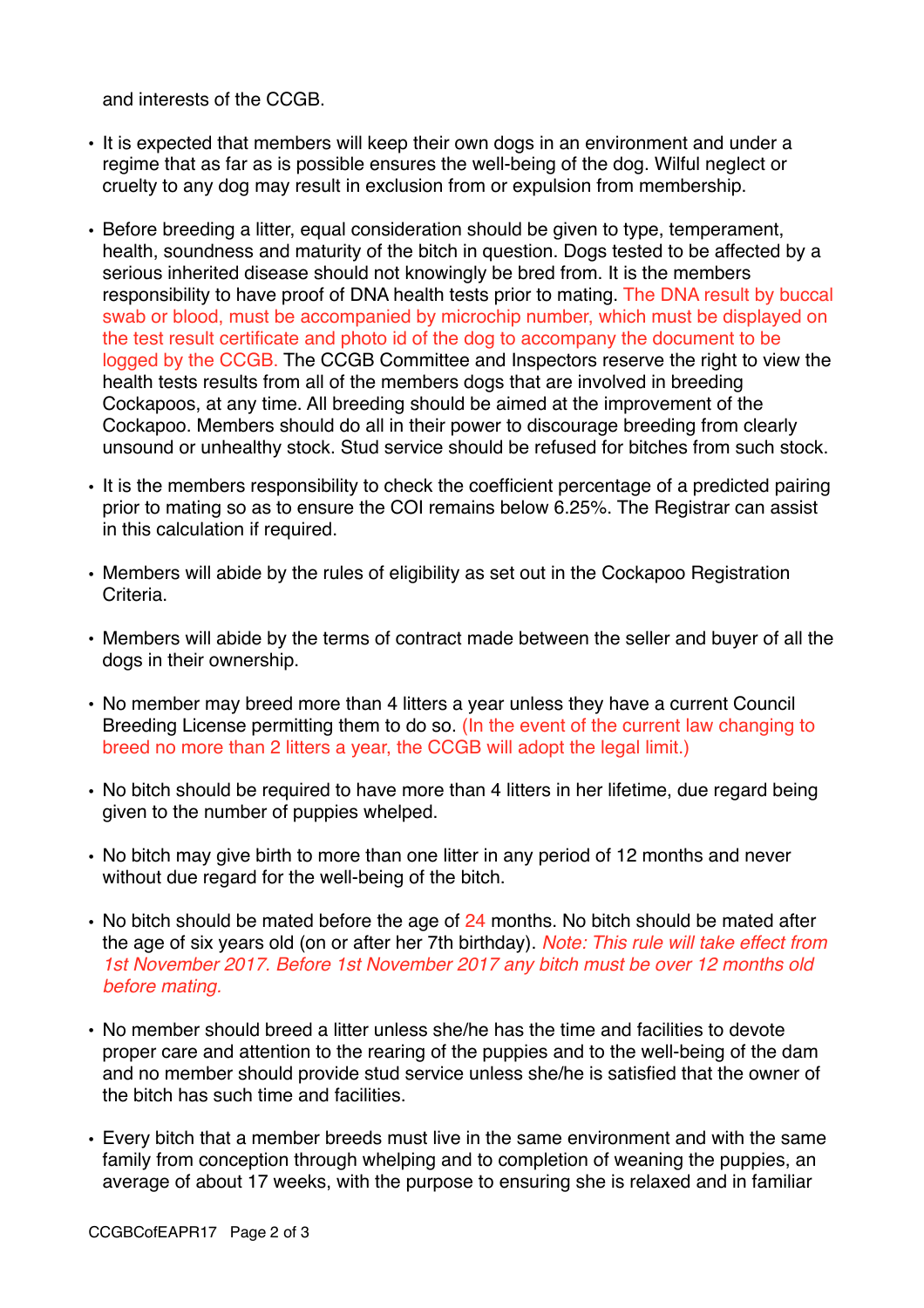and interests of the CCGB.

- It is expected that members will keep their own dogs in an environment and under a regime that as far as is possible ensures the well-being of the dog. Wilful neglect or cruelty to any dog may result in exclusion from or expulsion from membership.

- Before breeding a litter, equal consideration should be given to type, temperament, health, soundness and maturity of the bitch in question. Dogs tested to be affected by a serious inherited disease should not knowingly be bred from. It is the members responsibility to have proof of DNA health tests prior to mating. The DNA result by buccal swab or blood, must be accompanied by microchip number, which must be displayed on the test result certificate and photo id of the dog to accompany the document to be logged by the CCGB. The CCGB Committee and Inspectors reserve the right to view the health tests results from all of the members dogs that are involved in breeding Cockapoos, at any time. All breeding should be aimed at the improvement of the Cockapoo. Members should do all in their power to discourage breeding from clearly unsound or unhealthy stock. Stud service should be refused for bitches from such stock.

- It is the members responsibility to check the coefficient percentage of a predicted pairing prior to mating so as to ensure the COI remains below 6.25%. The Registrar can assist in this calculation if required.

- Members will abide by the rules of eligibility as set out in the Cockapoo Registration Criteria.

- Members will abide by the terms of contract made between the seller and buyer of all the dogs in their ownership.

- No member may breed more than 4 litters a year unless they have a current Council Breeding License permitting them to do so. (In the event of the current law changing to breed no more than 2 litters a year, the CCGB will adopt the legal limit.)

- No bitch should be required to have more than 4 litters in her lifetime, due regard being given to the number of puppies whelped.

- No bitch may give birth to more than one litter in any period of 12 months and never without due regard for the well-being of the bitch.

- No bitch should be mated before the age of 24 months. No bitch should be mated after the age of six years old (on or after her 7th birthday). *Note: This rule will take effect from 1st November 2017. Before 1st November 2017 any bitch must be over 12 months old before mating.*

- No member should breed a litter unless she/he has the time and facilities to devote proper care and attention to the rearing of the puppies and to the well-being of the dam and no member should provide stud service unless she/he is satisfied that the owner of the bitch has such time and facilities.

- Every bitch that a member breeds must live in the same environment and with the same family from conception through whelping and to completion of weaning the puppies, an average of about 17 weeks, with the purpose to ensuring she is relaxed and in familiar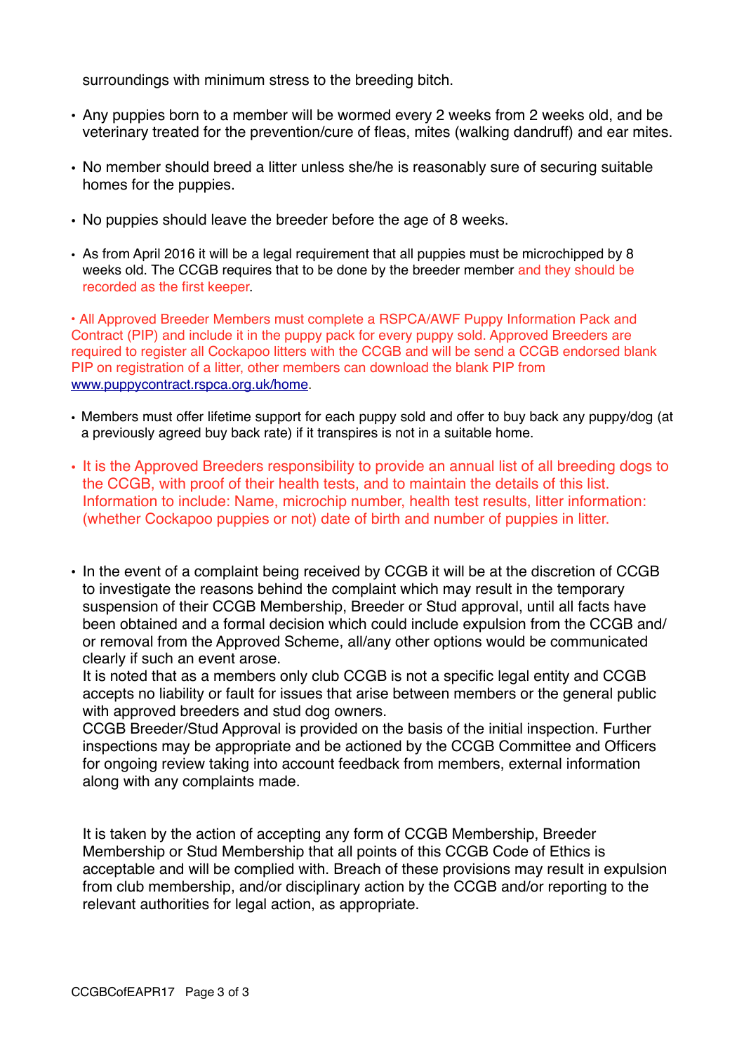surroundings with minimum stress to the breeding bitch.

- Any puppies born to a member will be wormed every 2 weeks from 2 weeks old, and be veterinary treated for the prevention/cure of fleas, mites (walking dandruff) and ear mites.
- No member should breed a litter unless she/he is reasonably sure of securing suitable homes for the puppies.
- No puppies should leave the breeder before the age of 8 weeks.
- As from April 2016 it will be a legal requirement that all puppies must be microchipped by 8 weeks old. The CCGB requires that to be done by the breeder member and they should be recorded as the first keeper.

• All Approved Breeder Members must complete a RSPCA/AWF Puppy Information Pack and Contract (PIP) and include it in the puppy pack for every puppy sold. Approved Breeders are required to register all Cockapoo litters with the CCGB and will be send a CCGB endorsed blank PIP on registration of a litter, other members can download the blank PIP from www.puppycontract.rspca.org.uk/home.

- Members must offer lifetime support for each puppy sold and offer to buy back any puppy/dog (at a previously agreed buy back rate) if it transpires is not in a suitable home.
- It is the Approved Breeders responsibility to provide an annual list of all breeding dogs to the CCGB, with proof of their health tests, and to maintain the details of this list. Information to include: Name, microchip number, health test results, litter information: (whether Cockapoo puppies or not) date of birth and number of puppies in litter.
- In the event of a complaint being received by CCGB it will be at the discretion of CCGB to investigate the reasons behind the complaint which may result in the temporary suspension of their CCGB Membership, Breeder or Stud approval, until all facts have been obtained and a formal decision which could include expulsion from the CCGB and/or removal from the Approved Scheme, all/any other options would be communicated clearly if such an event arose.
  It is noted that as a members only club CCGB is not a specific legal entity and CCGB accepts no liability or fault for issues that arise between members or the general public with approved breeders and stud dog owners.
  CCGB Breeder/Stud Approval is provided on the basis of the initial inspection. Further inspections may be appropriate and be actioned by the CCGB Committee and Officers for ongoing review taking into account feedback from members, external information along with any complaints made.

It is taken by the action of accepting any form of CCGB Membership, Breeder Membership or Stud Membership that all points of this CCGB Code of Ethics is acceptable and will be complied with. Breach of these provisions may result in expulsion from club membership, and/or disciplinary action by the CCGB and/or reporting to the relevant authorities for legal action, as appropriate.